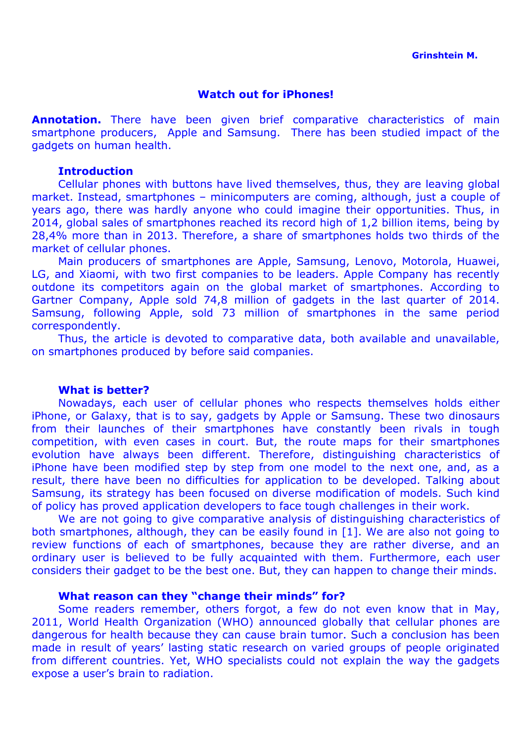**Grinshtein M.**

# Watch out for iPhones!

**Annotation.** There have been given brief comparative characteristics of main smartphone producers, Apple and Samsung. There has been studied impact of the gadgets on human health.

## Introduction

Cellular phones with buttons have lived themselves, thus, they are leaving global market. Instead, smartphones – minicomputers are coming, although, just a couple of years ago, there was hardly anyone who could imagine their opportunities. Thus, in 2014, global sales of smartphones reached its record high of 1,2 billion items, being by 28,4% more than in 2013. Therefore, a share of smartphones holds two thirds of the market of cellular phones.

Main producers of smartphones are Apple, Samsung, Lenovo, Motorola, Huawei, LG, and Xiaomi, with two first companies to be leaders. Apple Company has recently outdone its competitors again on the global market of smartphones. According to Gartner Company, Apple sold 74,8 million of gadgets in the last quarter of 2014. Samsung, following Apple, sold 73 million of smartphones in the same period correspondently.

Thus, the article is devoted to comparative data, both available and unavailable, on smartphones produced by before said companies.

## What is better?

Nowadays, each user of cellular phones who respects themselves holds either iPhone, or Galaxy, that is to say, gadgets by Apple or Samsung. These two dinosaurs from their launches of their smartphones have constantly been rivals in tough competition, with even cases in court. But, the route maps for their smartphones evolution have always been different. Therefore, distinguishing characteristics of iPhone have been modified step by step from one model to the next one, and, as a result, there have been no difficulties for application to be developed. Talking about Samsung, its strategy has been focused on diverse modification of models. Such kind of policy has proved application developers to face tough challenges in their work.

We are not going to give comparative analysis of distinguishing characteristics of both smartphones, although, they can be easily found in [1]. We are also not going to review functions of each of smartphones, because they are rather diverse, and an ordinary user is believed to be fully acquainted with them. Furthermore, each user considers their gadget to be the best one. But, they can happen to change their minds.

## What reason can they "change their minds" for?

Some readers remember, others forgot, a few do not even know that in May, 2011, World Health Organization (WHO) announced globally that cellular phones are dangerous for health because they can cause brain tumor. Such a conclusion has been made in result of years' lasting static research on varied groups of people originated from different countries. Yet, WHO specialists could not explain the way the gadgets expose a user's brain to radiation.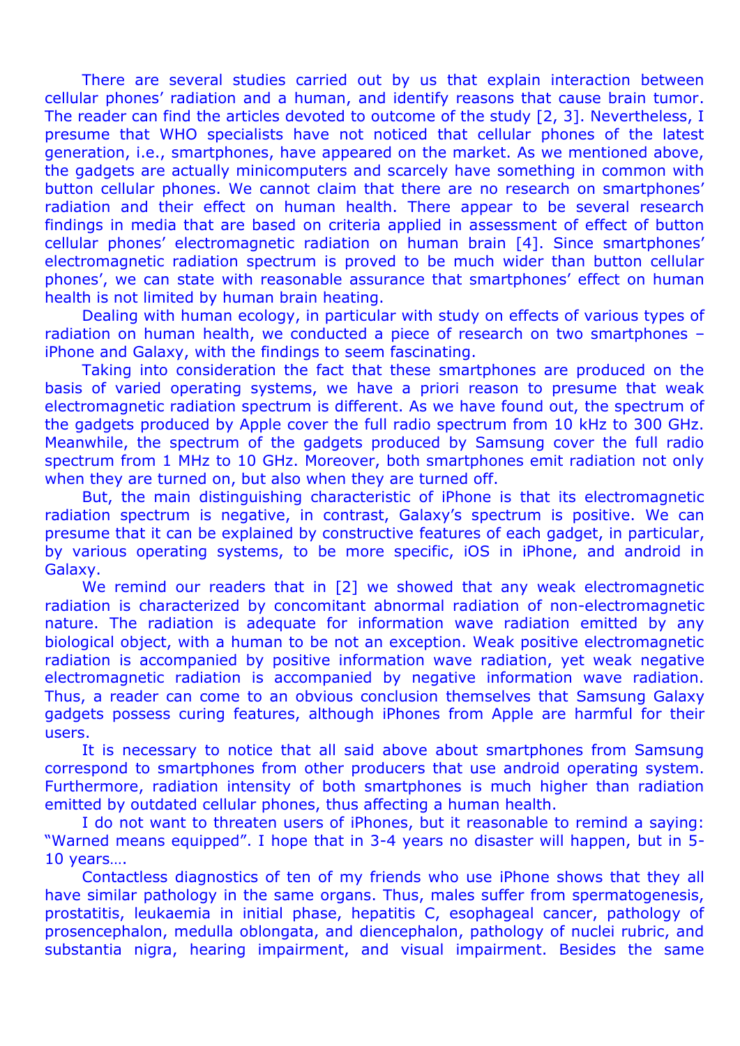There are several studies carried out by us that explain interaction between cellular phones' radiation and a human, and identify reasons that cause brain tumor. The reader can find the articles devoted to outcome of the study [2, 3]. Nevertheless, I presume that WHO specialists have not noticed that cellular phones of the latest generation, i.e., smartphones, have appeared on the market. As we mentioned above, the gadgets are actually minicomputers and scarcely have something in common with button cellular phones. We cannot claim that there are no research on smartphones' radiation and their effect on human health. There appear to be several research findings in media that are based on criteria applied in assessment of effect of button cellular phones' electromagnetic radiation on human brain [4]. Since smartphones' electromagnetic radiation spectrum is proved to be much wider than button cellular phones', we can state with reasonable assurance that smartphones' effect on human health is not limited by human brain heating.

Dealing with human ecology, in particular with study on effects of various types of radiation on human health, we conducted a piece of research on two smartphones – iPhone and Galaxy, with the findings to seem fascinating.

Taking into consideration the fact that these smartphones are produced on the basis of varied operating systems, we have a priori reason to presume that weak electromagnetic radiation spectrum is different. As we have found out, the spectrum of the gadgets produced by Apple cover the full radio spectrum from 10 kHz to 300 GHz. Meanwhile, the spectrum of the gadgets produced by Samsung cover the full radio spectrum from 1 MHz to 10 GHz. Moreover, both smartphones emit radiation not only when they are turned on, but also when they are turned off.

But, the main distinguishing characteristic of iPhone is that its electromagnetic radiation spectrum is negative, in contrast, Galaxy's spectrum is positive. We can presume that it can be explained by constructive features of each gadget, in particular, by various operating systems, to be more specific, iOS in iPhone, and android in Galaxy.

We remind our readers that in [2] we showed that any weak electromagnetic radiation is characterized by concomitant abnormal radiation of non-electromagnetic nature. The radiation is adequate for information wave radiation emitted by any biological object, with a human to be not an exception. Weak positive electromagnetic radiation is accompanied by positive information wave radiation, yet weak negative electromagnetic radiation is accompanied by negative information wave radiation. Thus, a reader can come to an obvious conclusion themselves that Samsung Galaxy gadgets possess curing features, although iPhones from Apple are harmful for their users.

It is necessary to notice that all said above about smartphones from Samsung correspond to smartphones from other producers that use android operating system. Furthermore, radiation intensity of both smartphones is much higher than radiation emitted by outdated cellular phones, thus affecting a human health.

I do not want to threaten users of iPhones, but it reasonable to remind a saying: "Warned means equipped". I hope that in 3-4 years no disaster will happen, but in 5-10 years….

Contactless diagnostics of ten of my friends who use iPhone shows that they all have similar pathology in the same organs. Thus, males suffer from spermatogenesis, prostatitis, leukaemia in initial phase, hepatitis C, esophageal cancer, pathology of prosencephalon, medulla oblongata, and diencephalon, pathology of nuclei rubric, and substantia nigra, hearing impairment, and visual impairment. Besides the same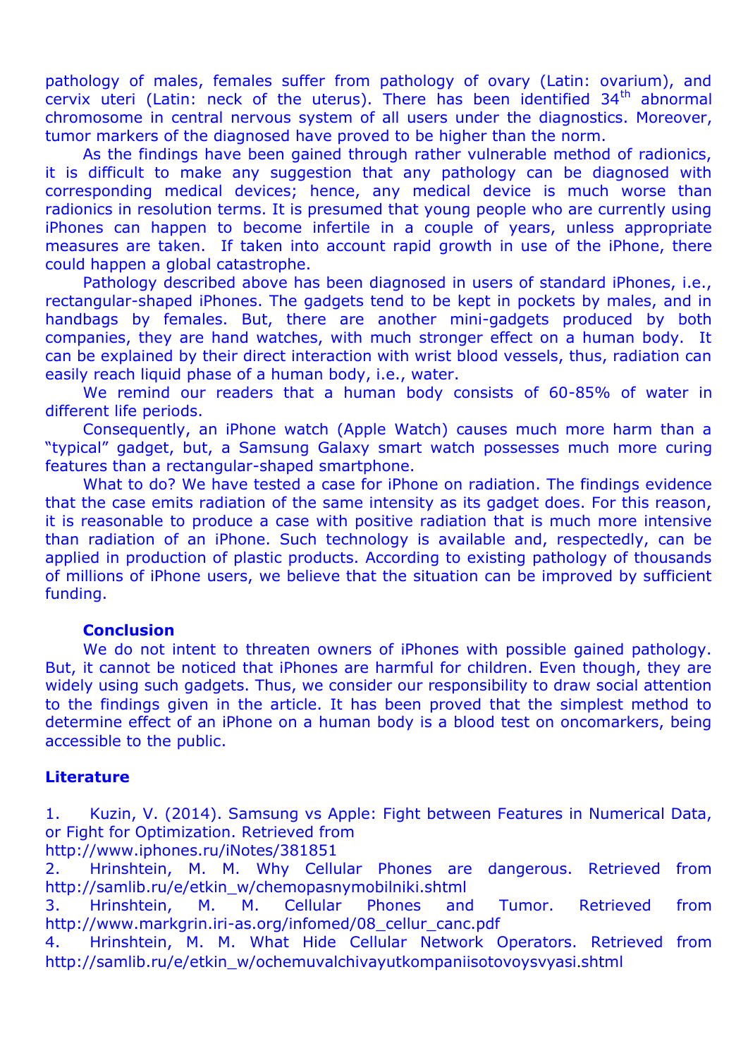pathology of males, females suffer from pathology of ovary (Latin: ovarium), and cervix uteri (Latin: neck of the uterus). There has been identified $34^{th}$ abnormal chromosome in central nervous system of all users under the diagnostics. Moreover, tumor markers of the diagnosed have proved to be higher than the norm.

As the findings have been gained through rather vulnerable method of radionics, it is difficult to make any suggestion that any pathology can be diagnosed with corresponding medical devices; hence, any medical device is much worse than radionics in resolution terms. It is presumed that young people who are currently using iPhones can happen to become infertile in a couple of years, unless appropriate measures are taken. If taken into account rapid growth in use of the iPhone, there could happen a global catastrophe.

Pathology described above has been diagnosed in users of standard iPhones, i.e., rectangular-shaped iPhones. The gadgets tend to be kept in pockets by males, and in handbags by females. But, there are another mini-gadgets produced by both companies, they are hand watches, with much stronger effect on a human body. It can be explained by their direct interaction with wrist blood vessels, thus, radiation can easily reach liquid phase of a human body, i.e., water.

We remind our readers that a human body consists of 60-85% of water in different life periods.

Consequently, an iPhone watch (Apple Watch) causes much more harm than a "typical" gadget, but, a Samsung Galaxy smart watch possesses much more curing features than a rectangular-shaped smartphone.

What to do? We have tested a case for iPhone on radiation. The findings evidence that the case emits radiation of the same intensity as its gadget does. For this reason, it is reasonable to produce a case with positive radiation that is much more intensive than radiation of an iPhone. Such technology is available and, respectedly, can be applied in production of plastic products. According to existing pathology of thousands of millions of iPhone users, we believe that the situation can be improved by sufficient funding.

**Conclusion**

We do not intent to threaten owners of iPhones with possible gained pathology. But, it cannot be noticed that iPhones are harmful for children. Even though, they are widely using such gadgets. Thus, we consider our responsibility to draw social attention to the findings given in the article. It has been proved that the simplest method to determine effect of an iPhone on a human body is a blood test on oncomarkers, being accessible to the public.

**Literature**

1. Kuzin, V. (2014). Samsung vs Apple: Fight between Features in Numerical Data, or Fight for Optimization. Retrieved from http://www.iphones.ru/iNotes/381851
2. Hrinshtein, M. M. Why Cellular Phones are dangerous. Retrieved from http://samlib.ru/e/etkin_w/chemopasnymobilniki.shtml
3. Hrinshtein, M. M. Cellular Phones and Tumor. Retrieved from http://www.markgrin.iri-as.org/infomed/08_cellur_canc.pdf
4. Hrinshtein, M. M. What Hide Cellular Network Operators. Retrieved from http://samlib.ru/e/etkin_w/ochemuvalchivayutkompaniisotovoysvyasi.shtml